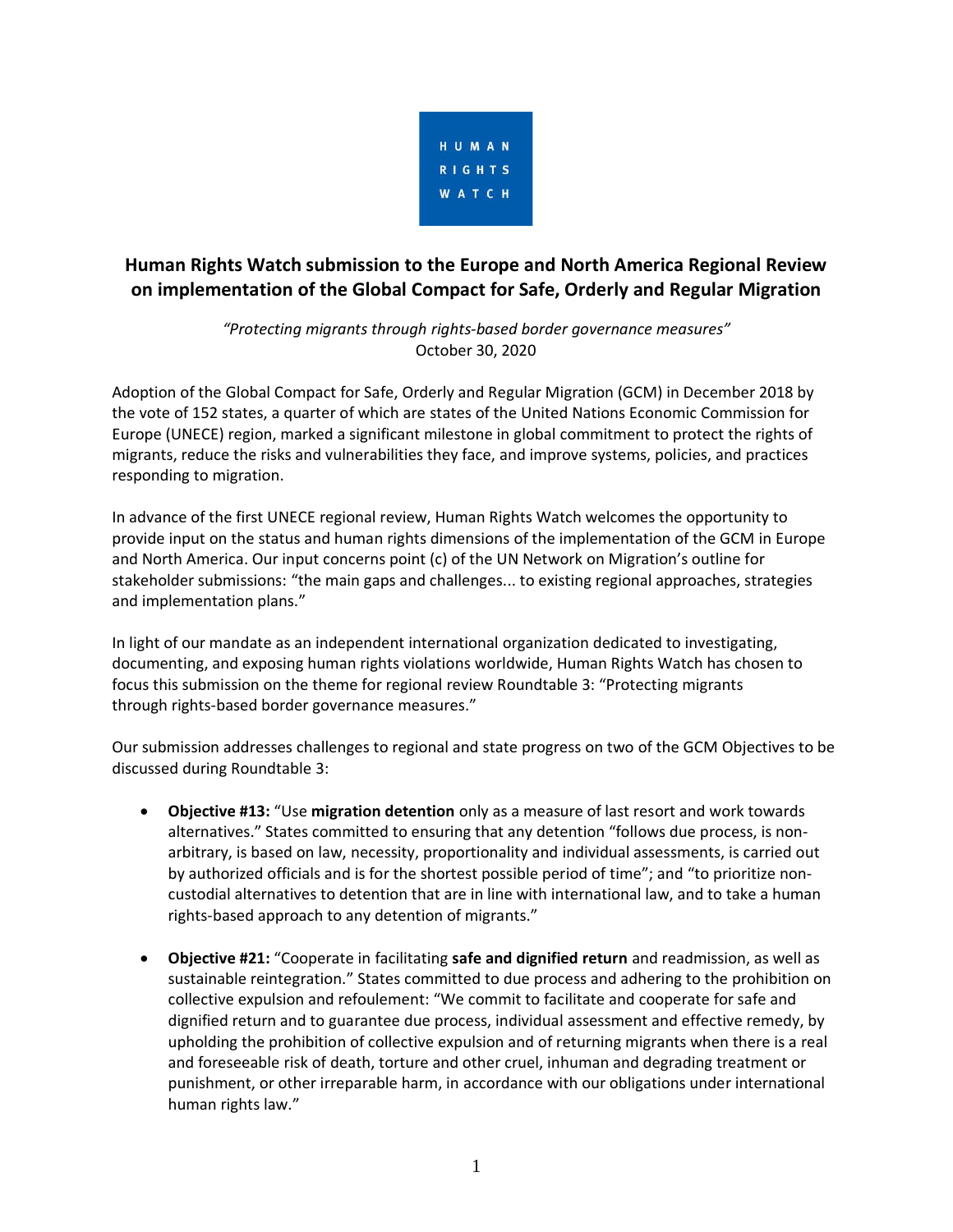HUMAN RIGHTS WATCH

# Human Rights Watch submission to the Europe and North America Regional Review on implementation of the Global Compact for Safe, Orderly and Regular Migration

*"Protecting migrants through rights-based border governance measures"*
October 30, 2020

Adoption of the Global Compact for Safe, Orderly and Regular Migration (GCM) in December 2018 by the vote of 152 states, a quarter of which are states of the United Nations Economic Commission for Europe (UNECE) region, marked a significant milestone in global commitment to protect the rights of migrants, reduce the risks and vulnerabilities they face, and improve systems, policies, and practices responding to migration.

In advance of the first UNECE regional review, Human Rights Watch welcomes the opportunity to provide input on the status and human rights dimensions of the implementation of the GCM in Europe and North America. Our input concerns point (c) of the UN Network on Migration's outline for stakeholder submissions: "the main gaps and challenges... to existing regional approaches, strategies and implementation plans."

In light of our mandate as an independent international organization dedicated to investigating, documenting, and exposing human rights violations worldwide, Human Rights Watch has chosen to focus this submission on the theme for regional review Roundtable 3: "Protecting migrants through rights-based border governance measures."

Our submission addresses challenges to regional and state progress on two of the GCM Objectives to be discussed during Roundtable 3:

- **Objective #13:** "Use **migration detention** only as a measure of last resort and work towards alternatives." States committed to ensuring that any detention "follows due process, is non-arbitrary, is based on law, necessity, proportionality and individual assessments, is carried out by authorized officials and is for the shortest possible period of time"; and "to prioritize non-custodial alternatives to detention that are in line with international law, and to take a human rights-based approach to any detention of migrants."

- **Objective #21:** "Cooperate in facilitating **safe and dignified return** and readmission, as well as sustainable reintegration." States committed to due process and adhering to the prohibition on collective expulsion and refoulement: "We commit to facilitate and cooperate for safe and dignified return and to guarantee due process, individual assessment and effective remedy, by upholding the prohibition of collective expulsion and of returning migrants when there is a real and foreseeable risk of death, torture and other cruel, inhuman and degrading treatment or punishment, or other irreparable harm, in accordance with our obligations under international human rights law."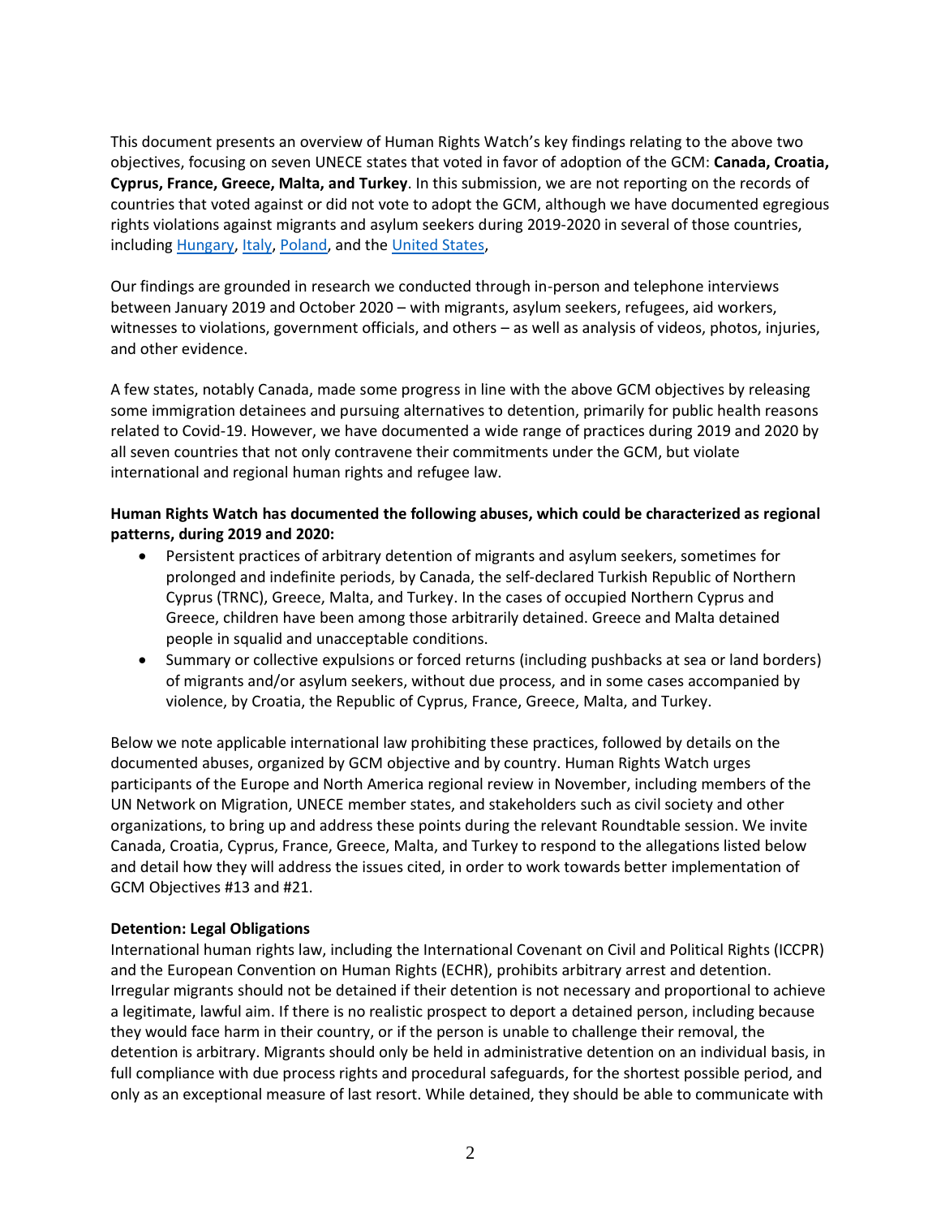This document presents an overview of Human Rights Watch's key findings relating to the above two objectives, focusing on seven UNECE states that voted in favor of adoption of the GCM: **Canada, Croatia, Cyprus, France, Greece, Malta, and Turkey**. In this submission, we are not reporting on the records of countries that voted against or did not vote to adopt the GCM, although we have documented egregious rights violations against migrants and asylum seekers during 2019-2020 in several of those countries, including Hungary, Italy, Poland, and the United States,

Our findings are grounded in research we conducted through in-person and telephone interviews between January 2019 and October 2020 – with migrants, asylum seekers, refugees, aid workers, witnesses to violations, government officials, and others – as well as analysis of videos, photos, injuries, and other evidence.

A few states, notably Canada, made some progress in line with the above GCM objectives by releasing some immigration detainees and pursuing alternatives to detention, primarily for public health reasons related to Covid-19. However, we have documented a wide range of practices during 2019 and 2020 by all seven countries that not only contravene their commitments under the GCM, but violate international and regional human rights and refugee law.

**Human Rights Watch has documented the following abuses, which could be characterized as regional patterns, during 2019 and 2020:**

- Persistent practices of arbitrary detention of migrants and asylum seekers, sometimes for prolonged and indefinite periods, by Canada, the self-declared Turkish Republic of Northern Cyprus (TRNC), Greece, Malta, and Turkey. In the cases of occupied Northern Cyprus and Greece, children have been among those arbitrarily detained. Greece and Malta detained people in squalid and unacceptable conditions.
- Summary or collective expulsions or forced returns (including pushbacks at sea or land borders) of migrants and/or asylum seekers, without due process, and in some cases accompanied by violence, by Croatia, the Republic of Cyprus, France, Greece, Malta, and Turkey.

Below we note applicable international law prohibiting these practices, followed by details on the documented abuses, organized by GCM objective and by country. Human Rights Watch urges participants of the Europe and North America regional review in November, including members of the UN Network on Migration, UNECE member states, and stakeholders such as civil society and other organizations, to bring up and address these points during the relevant Roundtable session. We invite Canada, Croatia, Cyprus, France, Greece, Malta, and Turkey to respond to the allegations listed below and detail how they will address the issues cited, in order to work towards better implementation of GCM Objectives #13 and #21.

**Detention: Legal Obligations**

International human rights law, including the International Covenant on Civil and Political Rights (ICCPR) and the European Convention on Human Rights (ECHR), prohibits arbitrary arrest and detention. Irregular migrants should not be detained if their detention is not necessary and proportional to achieve a legitimate, lawful aim. If there is no realistic prospect to deport a detained person, including because they would face harm in their country, or if the person is unable to challenge their removal, the detention is arbitrary. Migrants should only be held in administrative detention on an individual basis, in full compliance with due process rights and procedural safeguards, for the shortest possible period, and only as an exceptional measure of last resort. While detained, they should be able to communicate with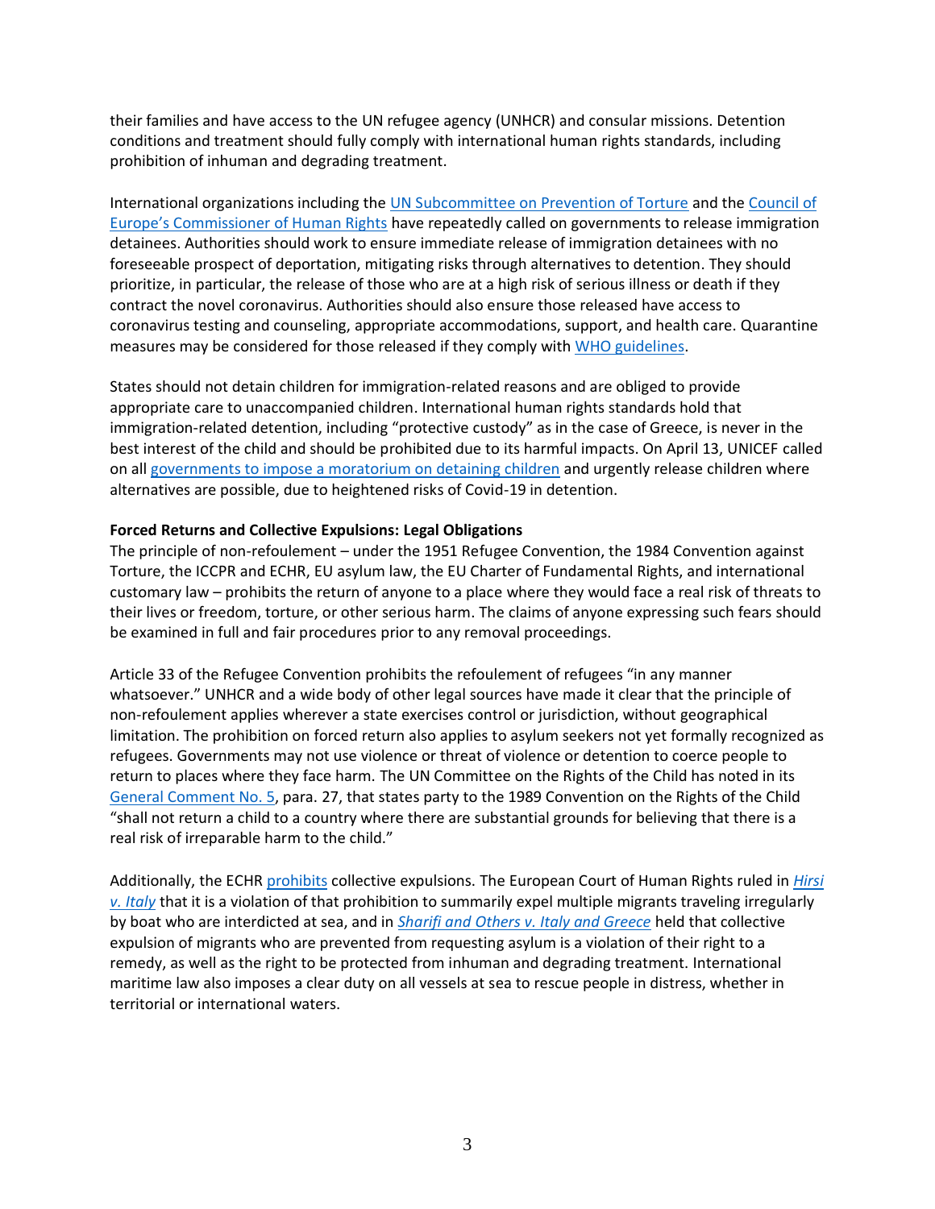their families and have access to the UN refugee agency (UNHCR) and consular missions. Detention conditions and treatment should fully comply with international human rights standards, including prohibition of inhuman and degrading treatment.

International organizations including the UN Subcommittee on Prevention of Torture and the Council of Europe's Commissioner of Human Rights have repeatedly called on governments to release immigration detainees. Authorities should work to ensure immediate release of immigration detainees with no foreseeable prospect of deportation, mitigating risks through alternatives to detention. They should prioritize, in particular, the release of those who are at a high risk of serious illness or death if they contract the novel coronavirus. Authorities should also ensure those released have access to coronavirus testing and counseling, appropriate accommodations, support, and health care. Quarantine measures may be considered for those released if they comply with WHO guidelines.

States should not detain children for immigration-related reasons and are obliged to provide appropriate care to unaccompanied children. International human rights standards hold that immigration-related detention, including "protective custody" as in the case of Greece, is never in the best interest of the child and should be prohibited due to its harmful impacts. On April 13, UNICEF called on all governments to impose a moratorium on detaining children and urgently release children where alternatives are possible, due to heightened risks of Covid-19 in detention.

**Forced Returns and Collective Expulsions: Legal Obligations**

The principle of non-refoulement – under the 1951 Refugee Convention, the 1984 Convention against Torture, the ICCPR and ECHR, EU asylum law, the EU Charter of Fundamental Rights, and international customary law – prohibits the return of anyone to a place where they would face a real risk of threats to their lives or freedom, torture, or other serious harm. The claims of anyone expressing such fears should be examined in full and fair procedures prior to any removal proceedings.

Article 33 of the Refugee Convention prohibits the refoulement of refugees "in any manner whatsoever." UNHCR and a wide body of other legal sources have made it clear that the principle of non-refoulement applies wherever a state exercises control or jurisdiction, without geographical limitation. The prohibition on forced return also applies to asylum seekers not yet formally recognized as refugees. Governments may not use violence or threat of violence or detention to coerce people to return to places where they face harm. The UN Committee on the Rights of the Child has noted in its General Comment No. 5, para. 27, that states party to the 1989 Convention on the Rights of the Child "shall not return a child to a country where there are substantial grounds for believing that there is a real risk of irreparable harm to the child."

Additionally, the ECHR prohibits collective expulsions. The European Court of Human Rights ruled in *Hirsi v. Italy* that it is a violation of that prohibition to summarily expel multiple migrants traveling irregularly by boat who are interdicted at sea, and in *Sharifi and Others v. Italy and Greece* held that collective expulsion of migrants who are prevented from requesting asylum is a violation of their right to a remedy, as well as the right to be protected from inhuman and degrading treatment. International maritime law also imposes a clear duty on all vessels at sea to rescue people in distress, whether in territorial or international waters.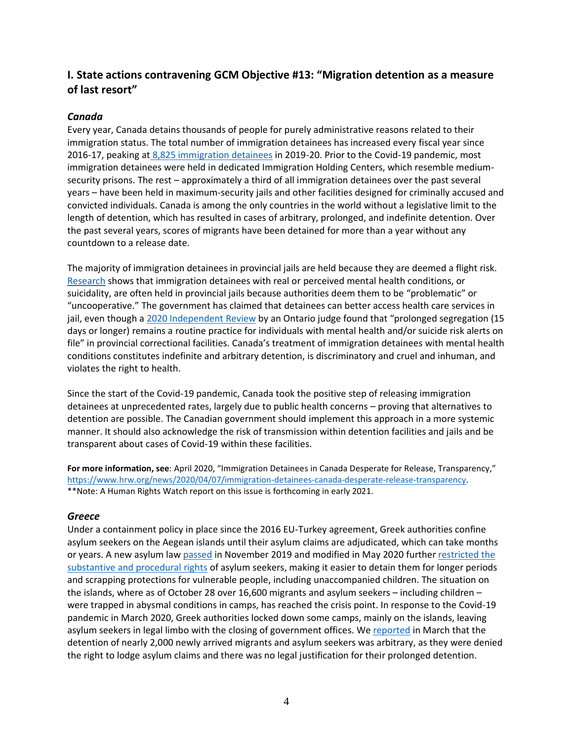## I. State actions contravening GCM Objective #13: "Migration detention as a measure of last resort"

### *Canada*

Every year, Canada detains thousands of people for purely administrative reasons related to their immigration status. The total number of immigration detainees has increased every fiscal year since 2016-17, peaking at 8,825 immigration detainees in 2019-20. Prior to the Covid-19 pandemic, most immigration detainees were held in dedicated Immigration Holding Centers, which resemble medium-security prisons. The rest – approximately a third of all immigration detainees over the past several years – have been held in maximum-security jails and other facilities designed for criminally accused and convicted individuals. Canada is among the only countries in the world without a legislative limit to the length of detention, which has resulted in cases of arbitrary, prolonged, and indefinite detention. Over the past several years, scores of migrants have been detained for more than a year without any countdown to a release date.

The majority of immigration detainees in provincial jails are held because they are deemed a flight risk. Research shows that immigration detainees with real or perceived mental health conditions, or suicidality, are often held in provincial jails because authorities deem them to be "problematic" or "uncooperative." The government has claimed that detainees can better access health care services in jail, even though a 2020 Independent Review by an Ontario judge found that "prolonged segregation (15 days or longer) remains a routine practice for individuals with mental health and/or suicide risk alerts on file" in provincial correctional facilities. Canada's treatment of immigration detainees with mental health conditions constitutes indefinite and arbitrary detention, is discriminatory and cruel and inhuman, and violates the right to health.

Since the start of the Covid-19 pandemic, Canada took the positive step of releasing immigration detainees at unprecedented rates, largely due to public health concerns – proving that alternatives to detention are possible. The Canadian government should implement this approach in a more systemic manner. It should also acknowledge the risk of transmission within detention facilities and jails and be transparent about cases of Covid-19 within these facilities.

**For more information, see**: April 2020, "Immigration Detainees in Canada Desperate for Release, Transparency," https://www.hrw.org/news/2020/04/07/immigration-detainees-canada-desperate-release-transparency.
**Note: A Human Rights Watch report on this issue is forthcoming in early 2021.

### *Greece*

Under a containment policy in place since the 2016 EU-Turkey agreement, Greek authorities confine asylum seekers on the Aegean islands until their asylum claims are adjudicated, which can take months or years. A new asylum law passed in November 2019 and modified in May 2020 further restricted the substantive and procedural rights of asylum seekers, making it easier to detain them for longer periods and scrapping protections for vulnerable people, including unaccompanied children. The situation on the islands, where as of October 28 over 16,600 migrants and asylum seekers – including children – were trapped in abysmal conditions in camps, has reached the crisis point. In response to the Covid-19 pandemic in March 2020, Greek authorities locked down some camps, mainly on the islands, leaving asylum seekers in legal limbo with the closing of government offices. We reported in March that the detention of nearly 2,000 newly arrived migrants and asylum seekers was arbitrary, as they were denied the right to lodge asylum claims and there was no legal justification for their prolonged detention.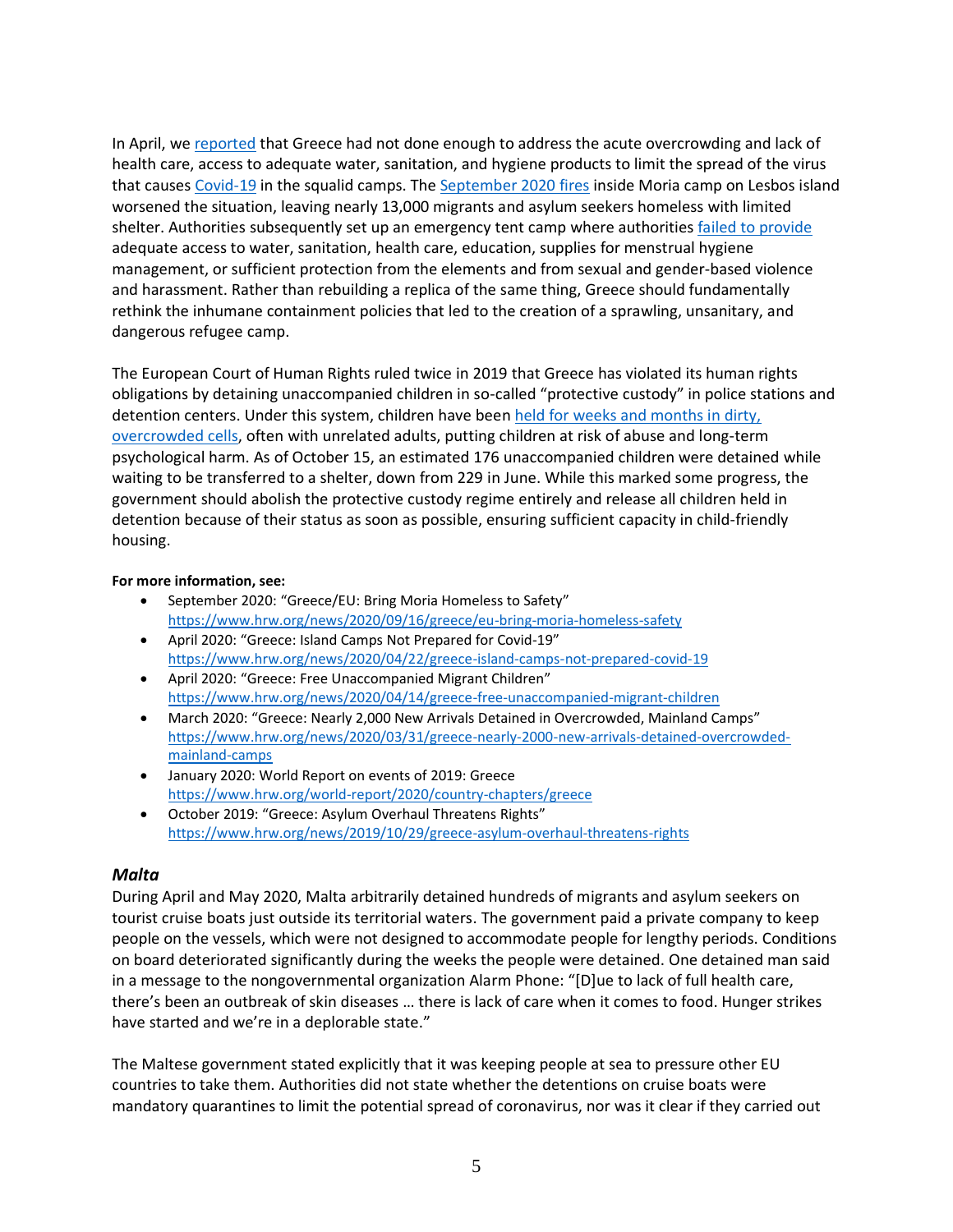In April, we [reported](https://www.hrw.org/news/2020/04/22/greece-island-camps-not-prepared-covid-19) that Greece had not done enough to address the acute overcrowding and lack of health care, access to adequate water, sanitation, and hygiene products to limit the spread of the virus that causes Covid-19 in the squalid camps. The September 2020 fires inside Moria camp on Lesbos island worsened the situation, leaving nearly 13,000 migrants and asylum seekers homeless with limited shelter. Authorities subsequently set up an emergency tent camp where authorities failed to provide adequate access to water, sanitation, health care, education, supplies for menstrual hygiene management, or sufficient protection from the elements and from sexual and gender-based violence and harassment. Rather than rebuilding a replica of the same thing, Greece should fundamentally rethink the inhumane containment policies that led to the creation of a sprawling, unsanitary, and dangerous refugee camp.

The European Court of Human Rights ruled twice in 2019 that Greece has violated its human rights obligations by detaining unaccompanied children in so-called "protective custody" in police stations and detention centers. Under this system, children have been held for weeks and months in dirty, overcrowded cells, often with unrelated adults, putting children at risk of abuse and long-term psychological harm. As of October 15, an estimated 176 unaccompanied children were detained while waiting to be transferred to a shelter, down from 229 in June. While this marked some progress, the government should abolish the protective custody regime entirely and release all children held in detention because of their status as soon as possible, ensuring sufficient capacity in child-friendly housing.

**For more information, see:**

- September 2020: "Greece/EU: Bring Moria Homeless to Safety" https://www.hrw.org/news/2020/09/16/greece/eu-bring-moria-homeless-safety
- April 2020: "Greece: Island Camps Not Prepared for Covid-19" https://www.hrw.org/news/2020/04/22/greece-island-camps-not-prepared-covid-19
- April 2020: "Greece: Free Unaccompanied Migrant Children" https://www.hrw.org/news/2020/04/14/greece-free-unaccompanied-migrant-children
- March 2020: "Greece: Nearly 2,000 New Arrivals Detained in Overcrowded, Mainland Camps" https://www.hrw.org/news/2020/03/31/greece-nearly-2000-new-arrivals-detained-overcrowded-mainland-camps
- January 2020: World Report on events of 2019: Greece https://www.hrw.org/world-report/2020/country-chapters/greece
- October 2019: "Greece: Asylum Overhaul Threatens Rights" https://www.hrw.org/news/2019/10/29/greece-asylum-overhaul-threatens-rights

### *Malta*

During April and May 2020, Malta arbitrarily detained hundreds of migrants and asylum seekers on tourist cruise boats just outside its territorial waters. The government paid a private company to keep people on the vessels, which were not designed to accommodate people for lengthy periods. Conditions on board deteriorated significantly during the weeks the people were detained. One detained man said in a message to the nongovernmental organization Alarm Phone: "[D]ue to lack of full health care, there's been an outbreak of skin diseases … there is lack of care when it comes to food. Hunger strikes have started and we're in a deplorable state."

The Maltese government stated explicitly that it was keeping people at sea to pressure other EU countries to take them. Authorities did not state whether the detentions on cruise boats were mandatory quarantines to limit the potential spread of coronavirus, nor was it clear if they carried out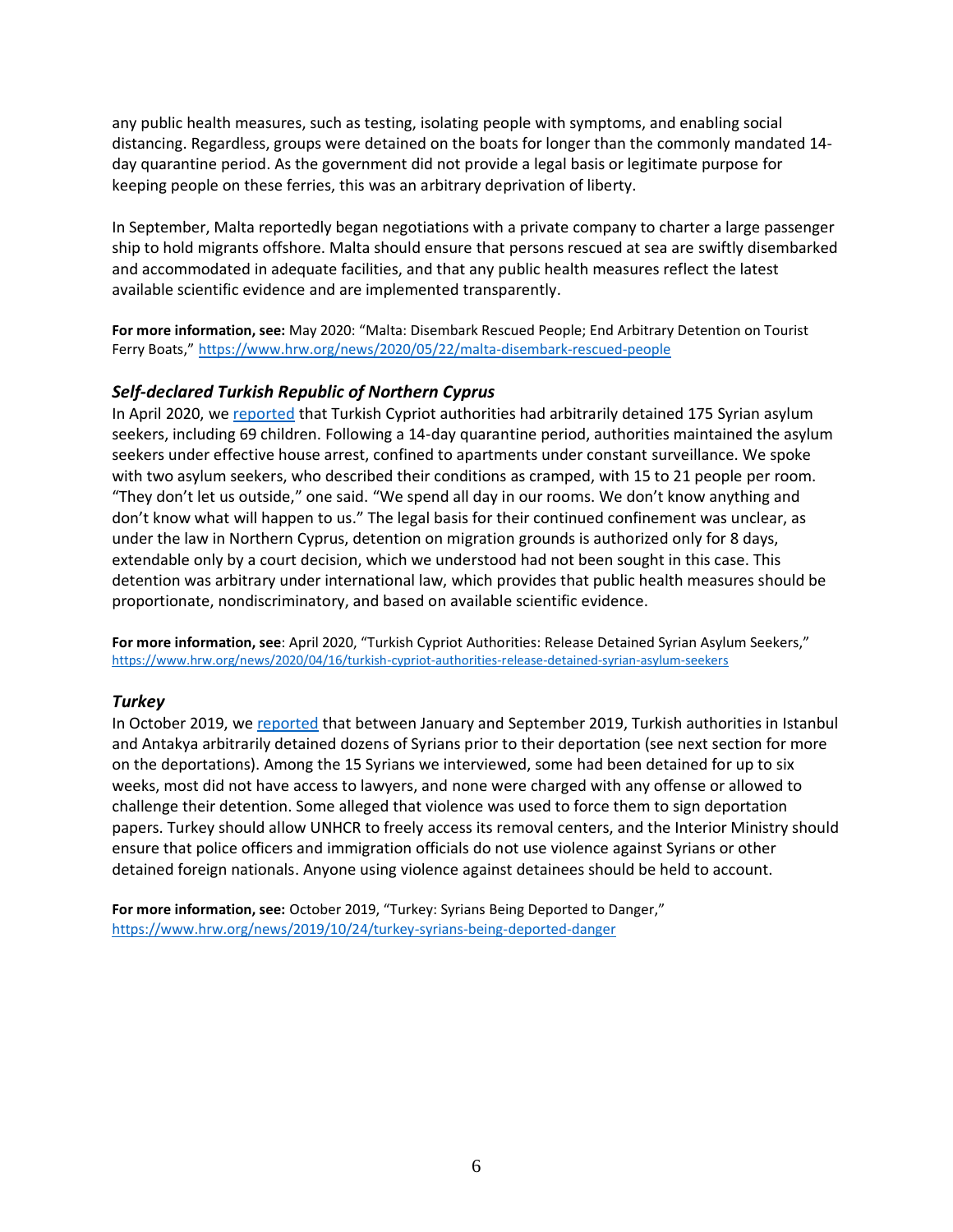any public health measures, such as testing, isolating people with symptoms, and enabling social distancing. Regardless, groups were detained on the boats for longer than the commonly mandated 14-day quarantine period. As the government did not provide a legal basis or legitimate purpose for keeping people on these ferries, this was an arbitrary deprivation of liberty.

In September, Malta reportedly began negotiations with a private company to charter a large passenger ship to hold migrants offshore. Malta should ensure that persons rescued at sea are swiftly disembarked and accommodated in adequate facilities, and that any public health measures reflect the latest available scientific evidence and are implemented transparently.

**For more information, see:** May 2020: "Malta: Disembark Rescued People; End Arbitrary Detention on Tourist Ferry Boats," https://www.hrw.org/news/2020/05/22/malta-disembark-rescued-people

### *Self-declared Turkish Republic of Northern Cyprus*

In April 2020, we reported that Turkish Cypriot authorities had arbitrarily detained 175 Syrian asylum seekers, including 69 children. Following a 14-day quarantine period, authorities maintained the asylum seekers under effective house arrest, confined to apartments under constant surveillance. We spoke with two asylum seekers, who described their conditions as cramped, with 15 to 21 people per room. "They don't let us outside," one said. "We spend all day in our rooms. We don't know anything and don't know what will happen to us." The legal basis for their continued confinement was unclear, as under the law in Northern Cyprus, detention on migration grounds is authorized only for 8 days, extendable only by a court decision, which we understood had not been sought in this case. This detention was arbitrary under international law, which provides that public health measures should be proportionate, nondiscriminatory, and based on available scientific evidence.

**For more information, see**: April 2020, "Turkish Cypriot Authorities: Release Detained Syrian Asylum Seekers," https://www.hrw.org/news/2020/04/16/turkish-cypriot-authorities-release-detained-syrian-asylum-seekers

### *Turkey*

In October 2019, we reported that between January and September 2019, Turkish authorities in Istanbul and Antakya arbitrarily detained dozens of Syrians prior to their deportation (see next section for more on the deportations). Among the 15 Syrians we interviewed, some had been detained for up to six weeks, most did not have access to lawyers, and none were charged with any offense or allowed to challenge their detention. Some alleged that violence was used to force them to sign deportation papers. Turkey should allow UNHCR to freely access its removal centers, and the Interior Ministry should ensure that police officers and immigration officials do not use violence against Syrians or other detained foreign nationals. Anyone using violence against detainees should be held to account.

**For more information, see:** October 2019, "Turkey: Syrians Being Deported to Danger," https://www.hrw.org/news/2019/10/24/turkey-syrians-being-deported-danger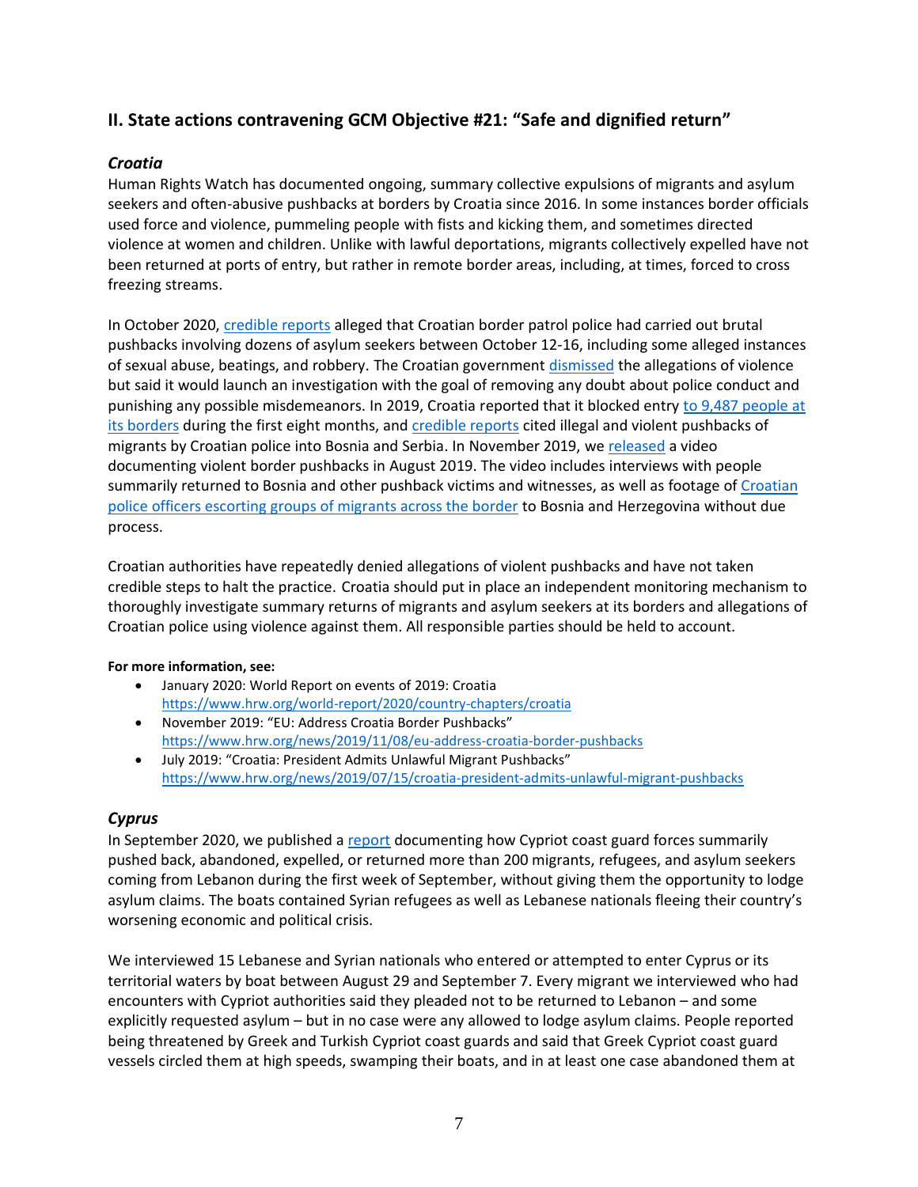## II. State actions contravening GCM Objective #21: "Safe and dignified return"

### *Croatia*

Human Rights Watch has documented ongoing, summary collective expulsions of migrants and asylum seekers and often-abusive pushbacks at borders by Croatia since 2016. In some instances border officials used force and violence, pummeling people with fists and kicking them, and sometimes directed violence at women and children. Unlike with lawful deportations, migrants collectively expelled have not been returned at ports of entry, but rather in remote border areas, including, at times, forced to cross freezing streams.

In October 2020, credible reports alleged that Croatian border patrol police had carried out brutal pushbacks involving dozens of asylum seekers between October 12-16, including some alleged instances of sexual abuse, beatings, and robbery. The Croatian government dismissed the allegations of violence but said it would launch an investigation with the goal of removing any doubt about police conduct and punishing any possible misdemeanors. In 2019, Croatia reported that it blocked entry to 9,487 people at its borders during the first eight months, and credible reports cited illegal and violent pushbacks of migrants by Croatian police into Bosnia and Serbia. In November 2019, we released a video documenting violent border pushbacks in August 2019. The video includes interviews with people summarily returned to Bosnia and other pushback victims and witnesses, as well as footage of Croatian police officers escorting groups of migrants across the border to Bosnia and Herzegovina without due process.

Croatian authorities have repeatedly denied allegations of violent pushbacks and have not taken credible steps to halt the practice. Croatia should put in place an independent monitoring mechanism to thoroughly investigate summary returns of migrants and asylum seekers at its borders and allegations of Croatian police using violence against them. All responsible parties should be held to account.

**For more information, see:**

- January 2020: World Report on events of 2019: Croatia https://www.hrw.org/world-report/2020/country-chapters/croatia
- November 2019: "EU: Address Croatia Border Pushbacks" https://www.hrw.org/news/2019/11/08/eu-address-croatia-border-pushbacks
- July 2019: "Croatia: President Admits Unlawful Migrant Pushbacks" https://www.hrw.org/news/2019/07/15/croatia-president-admits-unlawful-migrant-pushbacks

### *Cyprus*

In September 2020, we published a report documenting how Cypriot coast guard forces summarily pushed back, abandoned, expelled, or returned more than 200 migrants, refugees, and asylum seekers coming from Lebanon during the first week of September, without giving them the opportunity to lodge asylum claims. The boats contained Syrian refugees as well as Lebanese nationals fleeing their country's worsening economic and political crisis.

We interviewed 15 Lebanese and Syrian nationals who entered or attempted to enter Cyprus or its territorial waters by boat between August 29 and September 7. Every migrant we interviewed who had encounters with Cypriot authorities said they pleaded not to be returned to Lebanon – and some explicitly requested asylum – but in no case were any allowed to lodge asylum claims. People reported being threatened by Greek and Turkish Cypriot coast guards and said that Greek Cypriot coast guard vessels circled them at high speeds, swamping their boats, and in at least one case abandoned them at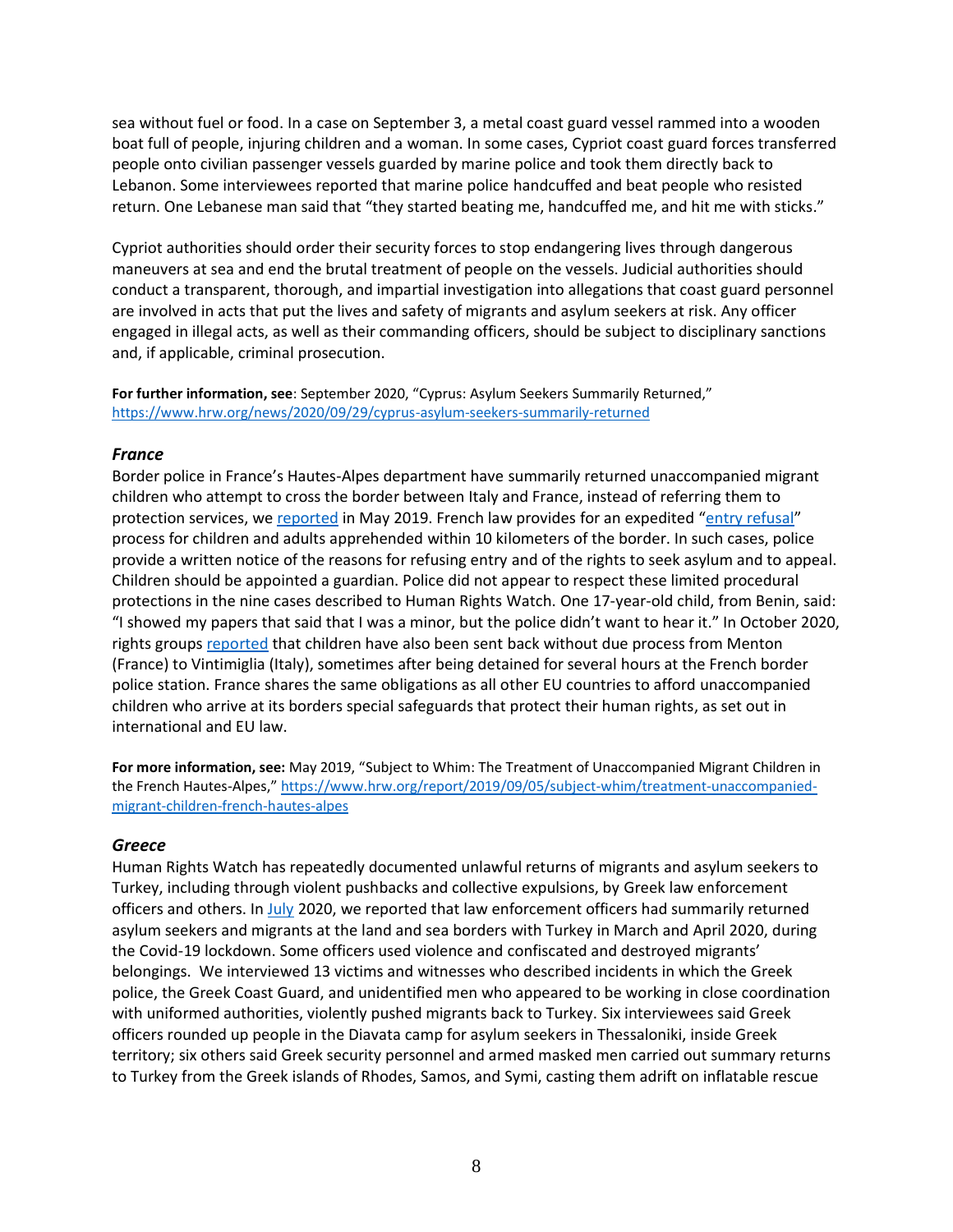sea without fuel or food. In a case on September 3, a metal coast guard vessel rammed into a wooden boat full of people, injuring children and a woman. In some cases, Cypriot coast guard forces transferred people onto civilian passenger vessels guarded by marine police and took them directly back to Lebanon. Some interviewees reported that marine police handcuffed and beat people who resisted return. One Lebanese man said that "they started beating me, handcuffed me, and hit me with sticks."

Cypriot authorities should order their security forces to stop endangering lives through dangerous maneuvers at sea and end the brutal treatment of people on the vessels. Judicial authorities should conduct a transparent, thorough, and impartial investigation into allegations that coast guard personnel are involved in acts that put the lives and safety of migrants and asylum seekers at risk. Any officer engaged in illegal acts, as well as their commanding officers, should be subject to disciplinary sanctions and, if applicable, criminal prosecution.

**For further information, see**: September 2020, "Cyprus: Asylum Seekers Summarily Returned," https://www.hrw.org/news/2020/09/29/cyprus-asylum-seekers-summarily-returned

### *France*

Border police in France's Hautes-Alpes department have summarily returned unaccompanied migrant children who attempt to cross the border between Italy and France, instead of referring them to protection services, we reported in May 2019. French law provides for an expedited "entry refusal" process for children and adults apprehended within 10 kilometers of the border. In such cases, police provide a written notice of the reasons for refusing entry and of the rights to seek asylum and to appeal. Children should be appointed a guardian. Police did not appear to respect these limited procedural protections in the nine cases described to Human Rights Watch. One 17-year-old child, from Benin, said: "I showed my papers that said that I was a minor, but the police didn't want to hear it." In October 2020, rights groups reported that children have also been sent back without due process from Menton (France) to Vintimiglia (Italy), sometimes after being detained for several hours at the French border police station. France shares the same obligations as all other EU countries to afford unaccompanied children who arrive at its borders special safeguards that protect their human rights, as set out in international and EU law.

**For more information, see:** May 2019, "Subject to Whim: The Treatment of Unaccompanied Migrant Children in the French Hautes-Alpes," https://www.hrw.org/report/2019/09/05/subject-whim/treatment-unaccompanied-migrant-children-french-hautes-alpes

### *Greece*

Human Rights Watch has repeatedly documented unlawful returns of migrants and asylum seekers to Turkey, including through violent pushbacks and collective expulsions, by Greek law enforcement officers and others. In July 2020, we reported that law enforcement officers had summarily returned asylum seekers and migrants at the land and sea borders with Turkey in March and April 2020, during the Covid-19 lockdown. Some officers used violence and confiscated and destroyed migrants' belongings. We interviewed 13 victims and witnesses who described incidents in which the Greek police, the Greek Coast Guard, and unidentified men who appeared to be working in close coordination with uniformed authorities, violently pushed migrants back to Turkey. Six interviewees said Greek officers rounded up people in the Diavata camp for asylum seekers in Thessaloniki, inside Greek territory; six others said Greek security personnel and armed masked men carried out summary returns to Turkey from the Greek islands of Rhodes, Samos, and Symi, casting them adrift on inflatable rescue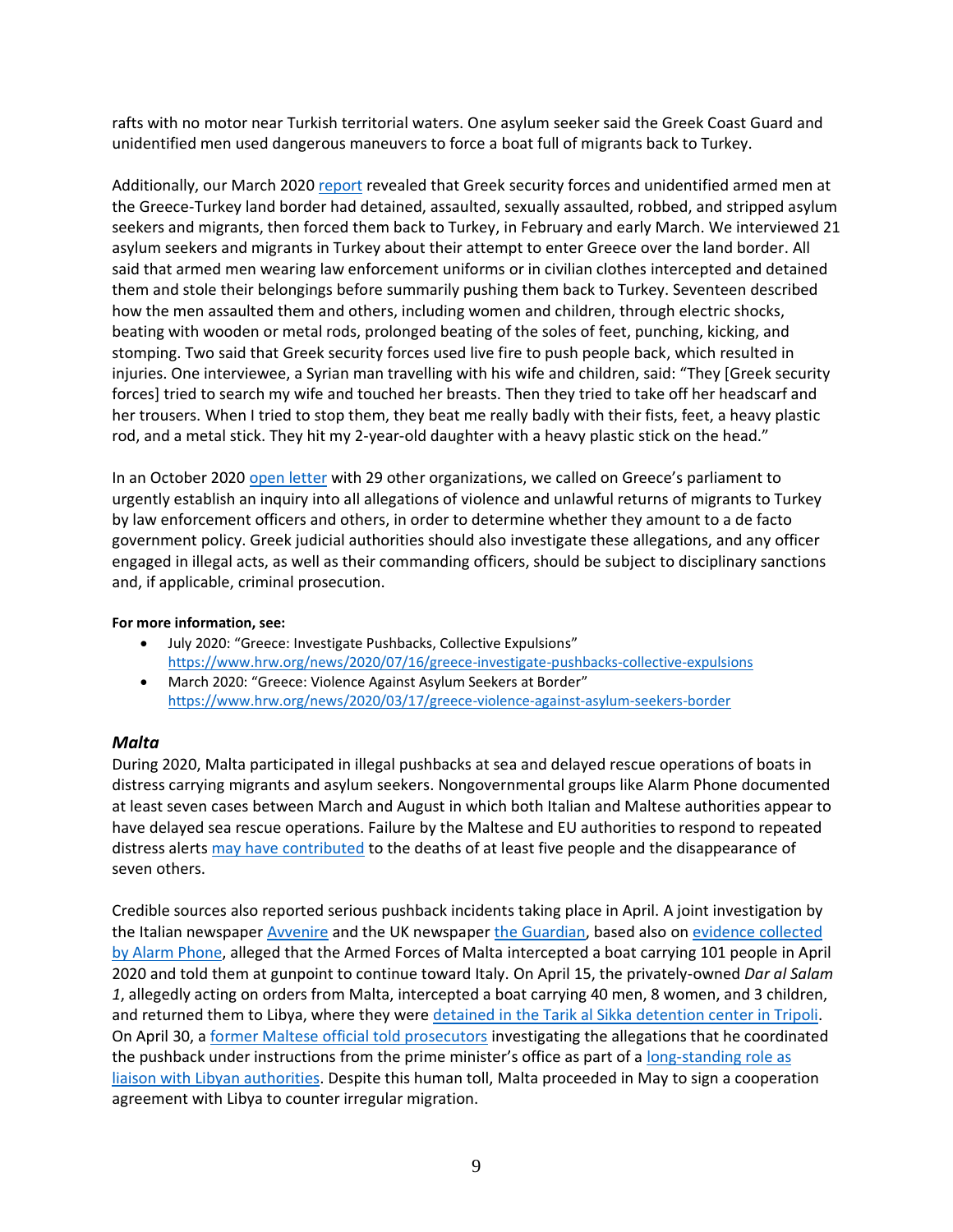rafts with no motor near Turkish territorial waters. One asylum seeker said the Greek Coast Guard and unidentified men used dangerous maneuvers to force a boat full of migrants back to Turkey.

Additionally, our March 2020 report revealed that Greek security forces and unidentified armed men at the Greece-Turkey land border had detained, assaulted, sexually assaulted, robbed, and stripped asylum seekers and migrants, then forced them back to Turkey, in February and early March. We interviewed 21 asylum seekers and migrants in Turkey about their attempt to enter Greece over the land border. All said that armed men wearing law enforcement uniforms or in civilian clothes intercepted and detained them and stole their belongings before summarily pushing them back to Turkey. Seventeen described how the men assaulted them and others, including women and children, through electric shocks, beating with wooden or metal rods, prolonged beating of the soles of feet, punching, kicking, and stomping. Two said that Greek security forces used live fire to push people back, which resulted in injuries. One interviewee, a Syrian man travelling with his wife and children, said: "They [Greek security forces] tried to search my wife and touched her breasts. Then they tried to take off her headscarf and her trousers. When I tried to stop them, they beat me really badly with their fists, feet, a heavy plastic rod, and a metal stick. They hit my 2-year-old daughter with a heavy plastic stick on the head."

In an October 2020 open letter with 29 other organizations, we called on Greece's parliament to urgently establish an inquiry into all allegations of violence and unlawful returns of migrants to Turkey by law enforcement officers and others, in order to determine whether they amount to a de facto government policy. Greek judicial authorities should also investigate these allegations, and any officer engaged in illegal acts, as well as their commanding officers, should be subject to disciplinary sanctions and, if applicable, criminal prosecution.

**For more information, see:**

- July 2020: "Greece: Investigate Pushbacks, Collective Expulsions" https://www.hrw.org/news/2020/07/16/greece-investigate-pushbacks-collective-expulsions
- March 2020: "Greece: Violence Against Asylum Seekers at Border" https://www.hrw.org/news/2020/03/17/greece-violence-against-asylum-seekers-border

### *Malta*

During 2020, Malta participated in illegal pushbacks at sea and delayed rescue operations of boats in distress carrying migrants and asylum seekers. Nongovernmental groups like Alarm Phone documented at least seven cases between March and August in which both Italian and Maltese authorities appear to have delayed sea rescue operations. Failure by the Maltese and EU authorities to respond to repeated distress alerts may have contributed to the deaths of at least five people and the disappearance of seven others.

Credible sources also reported serious pushback incidents taking place in April. A joint investigation by the Italian newspaper Avvenire and the UK newspaper the Guardian, based also on evidence collected by Alarm Phone, alleged that the Armed Forces of Malta intercepted a boat carrying 101 people in April 2020 and told them at gunpoint to continue toward Italy. On April 15, the privately-owned *Dar al Salam 1*, allegedly acting on orders from Malta, intercepted a boat carrying 40 men, 8 women, and 3 children, and returned them to Libya, where they were detained in the Tarik al Sikka detention center in Tripoli. On April 30, a former Maltese official told prosecutors investigating the allegations that he coordinated the pushback under instructions from the prime minister's office as part of a long-standing role as liaison with Libyan authorities. Despite this human toll, Malta proceeded in May to sign a cooperation agreement with Libya to counter irregular migration.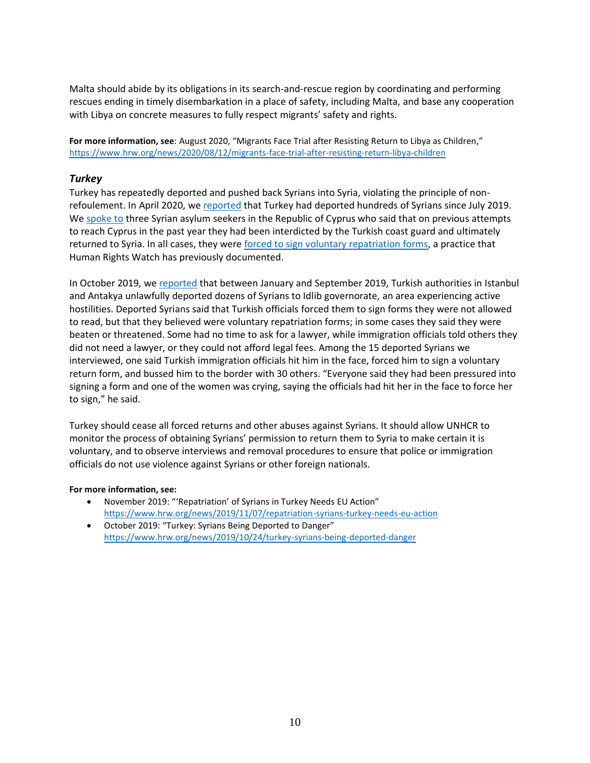Malta should abide by its obligations in its search-and-rescue region by coordinating and performing rescues ending in timely disembarkation in a place of safety, including Malta, and base any cooperation with Libya on concrete measures to fully respect migrants' safety and rights.

**For more information, see**: August 2020, "Migrants Face Trial after Resisting Return to Libya as Children," https://www.hrw.org/news/2020/08/12/migrants-face-trial-after-resisting-return-libya-children

### *Turkey*

Turkey has repeatedly deported and pushed back Syrians into Syria, violating the principle of non-refoulement. In April 2020, we reported that Turkey had deported hundreds of Syrians since July 2019. We spoke to three Syrian asylum seekers in the Republic of Cyprus who said that on previous attempts to reach Cyprus in the past year they had been interdicted by the Turkish coast guard and ultimately returned to Syria. In all cases, they were forced to sign voluntary repatriation forms, a practice that Human Rights Watch has previously documented.

In October 2019, we reported that between January and September 2019, Turkish authorities in Istanbul and Antakya unlawfully deported dozens of Syrians to Idlib governorate, an area experiencing active hostilities. Deported Syrians said that Turkish officials forced them to sign forms they were not allowed to read, but that they believed were voluntary repatriation forms; in some cases they said they were beaten or threatened. Some had no time to ask for a lawyer, while immigration officials told others they did not need a lawyer, or they could not afford legal fees. Among the 15 deported Syrians we interviewed, one said Turkish immigration officials hit him in the face, forced him to sign a voluntary return form, and bussed him to the border with 30 others. "Everyone said they had been pressured into signing a form and one of the women was crying, saying the officials had hit her in the face to force her to sign," he said.

Turkey should cease all forced returns and other abuses against Syrians. It should allow UNHCR to monitor the process of obtaining Syrians' permission to return them to Syria to make certain it is voluntary, and to observe interviews and removal procedures to ensure that police or immigration officials do not use violence against Syrians or other foreign nationals.

**For more information, see:**

- November 2019: "'Repatriation' of Syrians in Turkey Needs EU Action" https://www.hrw.org/news/2019/11/07/repatriation-syrians-turkey-needs-eu-action
- October 2019: "Turkey: Syrians Being Deported to Danger" https://www.hrw.org/news/2019/10/24/turkey-syrians-being-deported-danger